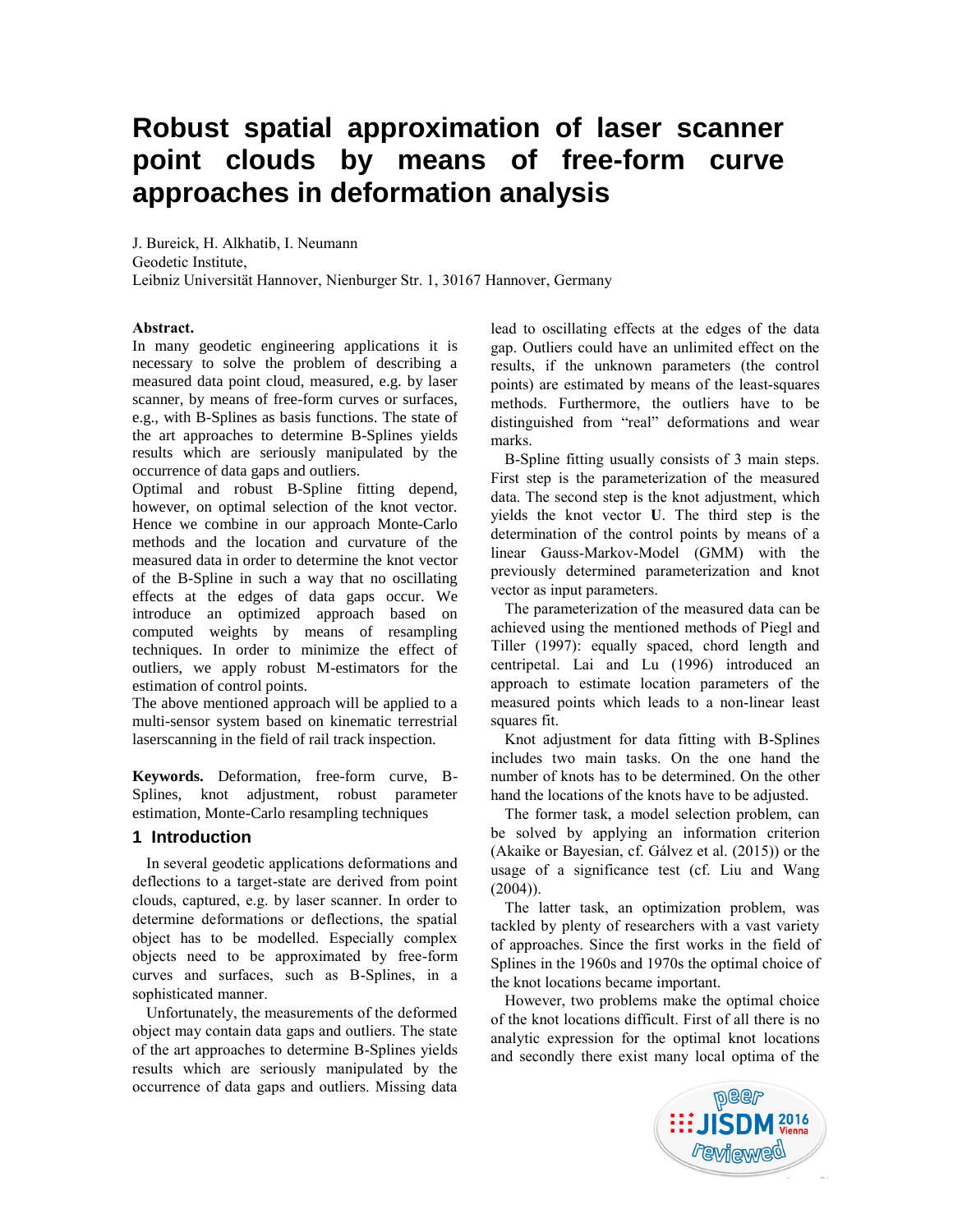# Robust spatial approximation of laser scanner point clouds by means of free-form curve approaches in deformation analysis

J. Bureick, H. Alkhatib, I. Neumann
Geodetic Institute,
Leibniz Universität Hannover, Nienburger Str. 1, 30167 Hannover, Germany

**Abstract.**
In many geodetic engineering applications it is necessary to solve the problem of describing a measured data point cloud, measured, e.g. by laser scanner, by means of free-form curves or surfaces, e.g., with B-Splines as basis functions. The state of the art approaches to determine B-Splines yields results which are seriously manipulated by the occurrence of data gaps and outliers.
Optimal and robust B-Spline fitting depend, however, on optimal selection of the knot vector. Hence we combine in our approach Monte-Carlo methods and the location and curvature of the measured data in order to determine the knot vector of the B-Spline in such a way that no oscillating effects at the edges of data gaps occur. We introduce an optimized approach based on computed weights by means of resampling techniques. In order to minimize the effect of outliers, we apply robust M-estimators for the estimation of control points.
The above mentioned approach will be applied to a multi-sensor system based on kinematic terrestrial laserscanning in the field of rail track inspection.

**Keywords.** Deformation, free-form curve, B-Splines, knot adjustment, robust parameter estimation, Monte-Carlo resampling techniques

## 1 Introduction

In several geodetic applications deformations and deflections to a target-state are derived from point clouds, captured, e.g. by laser scanner. In order to determine deformations or deflections, the spatial object has to be modelled. Especially complex objects need to be approximated by free-form curves and surfaces, such as B-Splines, in a sophisticated manner.

Unfortunately, the measurements of the deformed object may contain data gaps and outliers. The state of the art approaches to determine B-Splines yields results which are seriously manipulated by the occurrence of data gaps and outliers. Missing data lead to oscillating effects at the edges of the data gap. Outliers could have an unlimited effect on the results, if the unknown parameters (the control points) are estimated by means of the least-squares methods. Furthermore, the outliers have to be distinguished from "real" deformations and wear marks.

B-Spline fitting usually consists of 3 main steps. First step is the parameterization of the measured data. The second step is the knot adjustment, which yields the knot vector **U**. The third step is the determination of the control points by means of a linear Gauss-Markov-Model (GMM) with the previously determined parameterization and knot vector as input parameters.

The parameterization of the measured data can be achieved using the mentioned methods of Piegl and Tiller (1997): equally spaced, chord length and centripetal. Lai and Lu (1996) introduced an approach to estimate location parameters of the measured points which leads to a non-linear least squares fit.

Knot adjustment for data fitting with B-Splines includes two main tasks. On the one hand the number of knots has to be determined. On the other hand the locations of the knots have to be adjusted.

The former task, a model selection problem, can be solved by applying an information criterion (Akaike or Bayesian, cf. Gálvez et al. (2015)) or the usage of a significance test (cf. Liu and Wang (2004)).

The latter task, an optimization problem, was tackled by plenty of researchers with a vast variety of approaches. Since the first works in the field of Splines in the 1960s and 1970s the optimal choice of the knot locations became important.

However, two problems make the optimal choice of the knot locations difficult. First of all there is no analytic expression for the optimal knot locations and secondly there exist many local optima of the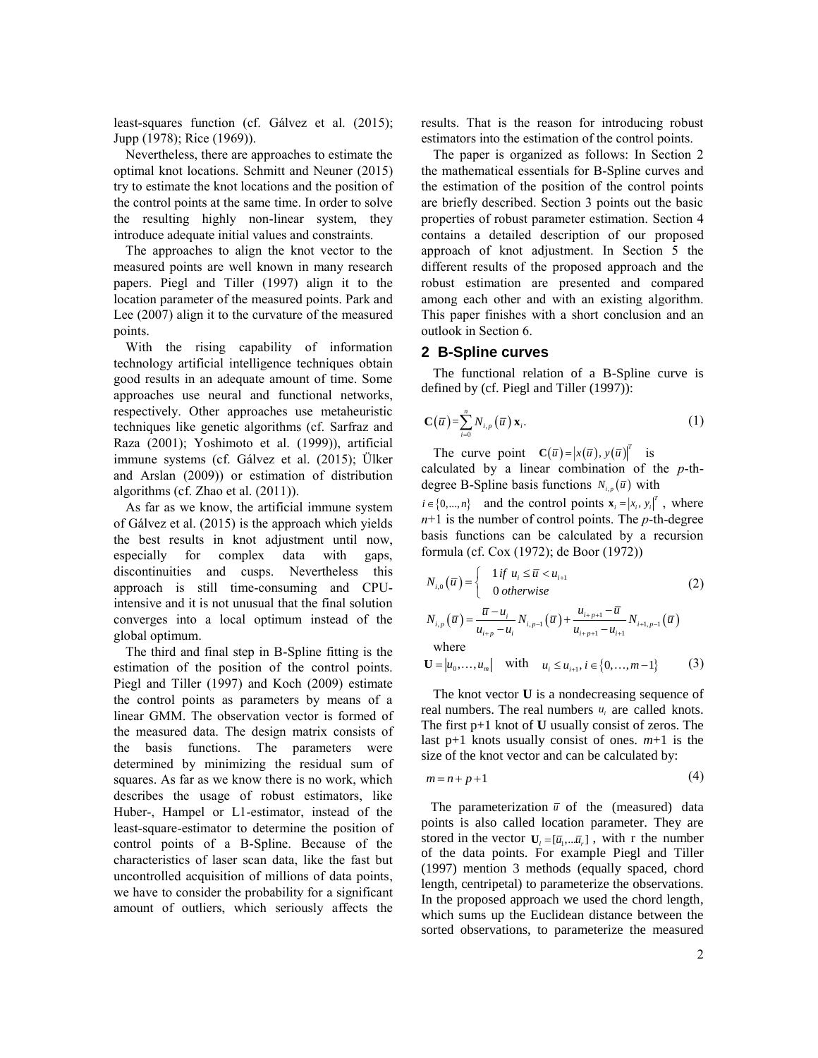least-squares function (cf. Gálvez et al. (2015); Jupp (1978); Rice (1969)).

Nevertheless, there are approaches to estimate the optimal knot locations. Schmitt and Neuner (2015) try to estimate the knot locations and the position of the control points at the same time. In order to solve the resulting highly non-linear system, they introduce adequate initial values and constraints.

The approaches to align the knot vector to the measured points are well known in many research papers. Piegl and Tiller (1997) align it to the location parameter of the measured points. Park and Lee (2007) align it to the curvature of the measured points.

With the rising capability of information technology artificial intelligence techniques obtain good results in an adequate amount of time. Some approaches use neural and functional networks, respectively. Other approaches use metaheuristic techniques like genetic algorithms (cf. Sarfraz and Raza (2001); Yoshimoto et al. (1999)), artificial immune systems (cf. Gálvez et al. (2015); Ülker and Arslan (2009)) or estimation of distribution algorithms (cf. Zhao et al. (2011)).

As far as we know, the artificial immune system of Gálvez et al. (2015) is the approach which yields the best results in knot adjustment until now, especially for complex data with gaps, discontinuities and cusps. Nevertheless this approach is still time-consuming and CPU-intensive and it is not unusual that the final solution converges into a local optimum instead of the global optimum.

The third and final step in B-Spline fitting is the estimation of the position of the control points. Piegl and Tiller (1997) and Koch (2009) estimate the control points as parameters by means of a linear GMM. The observation vector is formed of the measured data. The design matrix consists of the basis functions. The parameters were determined by minimizing the residual sum of squares. As far as we know there is no work, which describes the usage of robust estimators, like Huber-, Hampel or L1-estimator, instead of the least-square-estimator to determine the position of control points of a B-Spline. Because of the characteristics of laser scan data, like the fast but uncontrolled acquisition of millions of data points, we have to consider the probability for a significant amount of outliers, which seriously affects the results. That is the reason for introducing robust estimators into the estimation of the control points.

The paper is organized as follows: In Section 2 the mathematical essentials for B-Spline curves and the estimation of the position of the control points are briefly described. Section 3 points out the basic properties of robust parameter estimation. Section 4 contains a detailed description of our proposed approach of knot adjustment. In Section 5 the different results of the proposed approach and the robust estimation are presented and compared among each other and with an existing algorithm. This paper finishes with a short conclusion and an outlook in Section 6.

## 2 B-Spline curves

The functional relation of a B-Spline curve is defined by (cf. Piegl and Tiller (1997)):

$$\mathbf{C}(\bar{u}) = \sum_{i=0}^{n} N_{i,p}(\bar{u})\,\mathbf{x}_i. \tag{1}$$

The curve point $\mathbf{C}(\bar{u}) = |x(\bar{u}), y(\bar{u})|^T$ is calculated by a linear combination of the $p$-th-degree B-Spline basis functions $N_{i,p}(\bar{u})$ with $i \in \{0,...,n\}$ and the control points $\mathbf{x}_i = |x_i, y_i|^T$, where $n$+1 is the number of control points. The $p$-th-degree basis functions can be calculated by a recursion formula (cf. Cox (1972); de Boor (1972))

$$N_{i,0}(\bar{u}) = \begin{cases} 1 \; if \; u_i \le \bar{u} < u_{i+1} \\ 0 \; otherwise \end{cases} \tag{2}$$

$$N_{i,p}(\bar{u}) = \frac{\bar{u} - u_i}{u_{i+p} - u_i} N_{i,p-1}(\bar{u}) + \frac{u_{i+p+1} - \bar{u}}{u_{i+p+1} - u_{i+1}} N_{i+1,p-1}(\bar{u})$$

where

$$\mathbf{U} = |u_0, \ldots, u_m| \quad \text{with} \quad u_i \le u_{i+1}, i \in \{0, \ldots, m-1\} \tag{3}$$

The knot vector $\mathbf{U}$ is a nondecreasing sequence of real numbers. The real numbers $u_i$ are called knots. The first p+1 knot of $\mathbf{U}$ usually consist of zeros. The last p+1 knots usually consist of ones. $m$+1 is the size of the knot vector and can be calculated by:

$$m = n + p + 1 \tag{4}$$

The parameterization $\bar{u}$ of the (measured) data points is also called location parameter. They are stored in the vector $\mathbf{U}_l = [\bar{u}_1, \ldots \bar{u}_r]$, with r the number of the data points. For example Piegl and Tiller (1997) mention 3 methods (equally spaced, chord length, centripetal) to parameterize the observations. In the proposed approach we used the chord length, which sums up the Euclidean distance between the sorted observations, to parameterize the measured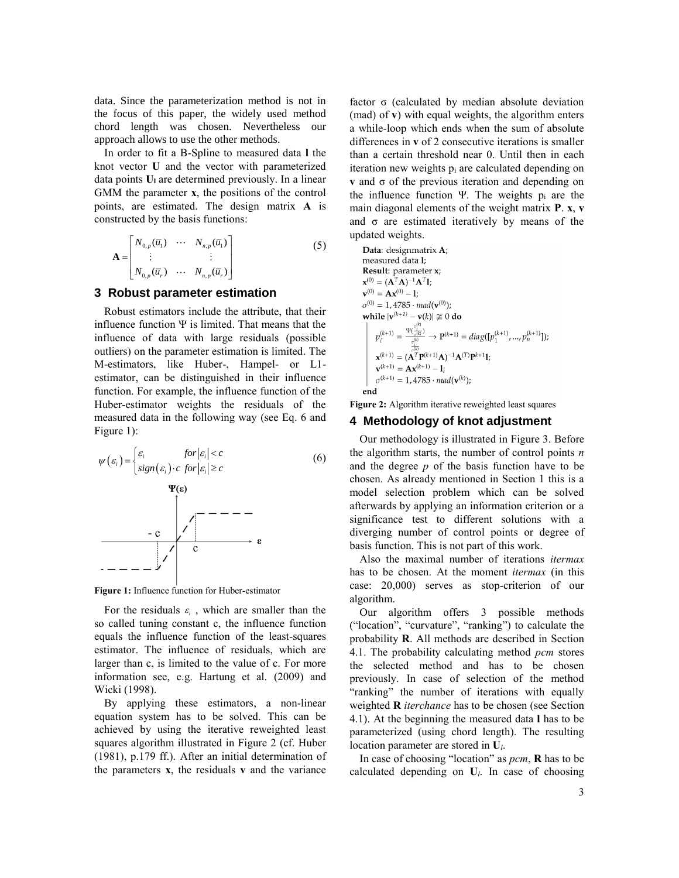data. Since the parameterization method is not in the focus of this paper, the widely used method chord length was chosen. Nevertheless our approach allows to use the other methods.

In order to fit a B-Spline to measured data **l** the knot vector **U** and the vector with parameterized data points $\mathbf{U_l}$ are determined previously. In a linear GMM the parameter **x**, the positions of the control points, are estimated. The design matrix **A** is constructed by the basis functions:

$$\mathbf{A} = \begin{bmatrix} N_{0,p}(\bar{u}_1) & \cdots & N_{n,p}(\bar{u}_1) \\ \vdots & & \vdots \\ N_{0,p}(\bar{u}_r) & \cdots & N_{n,p}(\bar{u}_r) \end{bmatrix} \quad (5)$$

## 3 Robust parameter estimation

Robust estimators include the attribute, that their influence function Ψ is limited. That means that the influence of data with large residuals (possible outliers) on the parameter estimation is limited. The M-estimators, like Huber-, Hampel- or L1-estimator, can be distinguished in their influence function. For example, the influence function of the Huber-estimator weights the residuals of the measured data in the following way (see Eq. 6 and Figure 1):

$$\psi(\varepsilon_i) = \begin{cases} \varepsilon_i & for\,|\varepsilon_i| < c \\ sign(\varepsilon_i) \cdot c & for\,|\varepsilon_i| \geq c \end{cases} \quad (6)$$

**Figure 1:** Influence function for Huber-estimator

For the residuals $\varepsilon_i$, which are smaller than the so called tuning constant c, the influence function equals the influence function of the least-squares estimator. The influence of residuals, which are larger than c, is limited to the value of c. For more information see, e.g. Hartung et al. (2009) and Wicki (1998).

By applying these estimators, a non-linear equation system has to be solved. This can be achieved by using the iterative reweighted least squares algorithm illustrated in Figure 2 (cf. Huber (1981), p.179 ff.). After an initial determination of the parameters **x**, the residuals **v** and the variance factor σ (calculated by median absolute deviation (mad) of **v**) with equal weights, the algorithm enters a while-loop which ends when the sum of absolute differences in **v** of 2 consecutive iterations is smaller than a certain threshold near 0. Until then in each iteration new weights $p_i$ are calculated depending on **v** and σ of the previous iteration and depending on the influence function Ψ. The weights $p_i$ are the main diagonal elements of the weight matrix **P**. **x**, **v** and σ are estimated iteratively by means of the updated weights.

**Data**: designmatrix $\mathbf{A}$;
measured data $\mathbf{l}$;
**Result**: parameter $\mathbf{x}$;
$\mathbf{x}^{(0)} = (\mathbf{A}^T\mathbf{A})^{-1}\mathbf{A}^T\mathbf{l}$;
$\mathbf{v}^{(0)} = \mathbf{A}\mathbf{x}^{(0)} - \mathbf{l}$;
$\sigma^{(0)} = 1,4785 \cdot mad(\mathbf{v}^{(0)})$;
**while** $|\mathbf{v}^{(k+1)} - \mathbf{v}(k)| \ncong 0$ **do**
  $p_i^{(k+1)} = \frac{\Psi\left(\frac{v_i^{(k)}}{\sigma^{(k)}}\right)}{\frac{v_i^{(k)}}{\sigma^{(k)}}} \rightarrow \mathbf{P}^{(k+1)} = diag([p_1^{(k+1)}, ..., p_n^{(k+1)}])$;
  $\mathbf{x}^{(k+1)} = (\mathbf{A}^T\mathbf{P}^{(k+1)}\mathbf{A})^{-1}\mathbf{A}^{(T)}\mathbf{P}^{k+1}\mathbf{l}$;
  $\mathbf{v}^{(k+1)} = \mathbf{A}\mathbf{x}^{(k+1)} - \mathbf{l}$;
  $\sigma^{(k+1)} = 1,4785 \cdot mad(\mathbf{v}^{(k)})$;
**end**

**Figure 2:** Algorithm iterative reweighted least squares

## 4 Methodology of knot adjustment

Our methodology is illustrated in Figure 3. Before the algorithm starts, the number of control points *n* and the degree *p* of the basis function have to be chosen. As already mentioned in Section 1 this is a model selection problem which can be solved afterwards by applying an information criterion or a significance test to different solutions with a diverging number of control points or degree of basis function. This is not part of this work.

Also the maximal number of iterations *itermax* has to be chosen. At the moment *itermax* (in this case: 20,000) serves as stop-criterion of our algorithm.

Our algorithm offers 3 possible methods ("location", "curvature", "ranking") to calculate the probability **R**. All methods are described in Section 4.1. The probability calculating method *pcm* stores the selected method and has to be chosen previously. In case of selection of the method "ranking" the number of iterations with equally weighted **R** *iterchance* has to be chosen (see Section 4.1). At the beginning the measured data **l** has to be parameterized (using chord length). The resulting location parameter are stored in $\mathbf{U}_l$.

In case of choosing "location" as *pcm*, **R** has to be calculated depending on $\mathbf{U}_l$. In case of choosing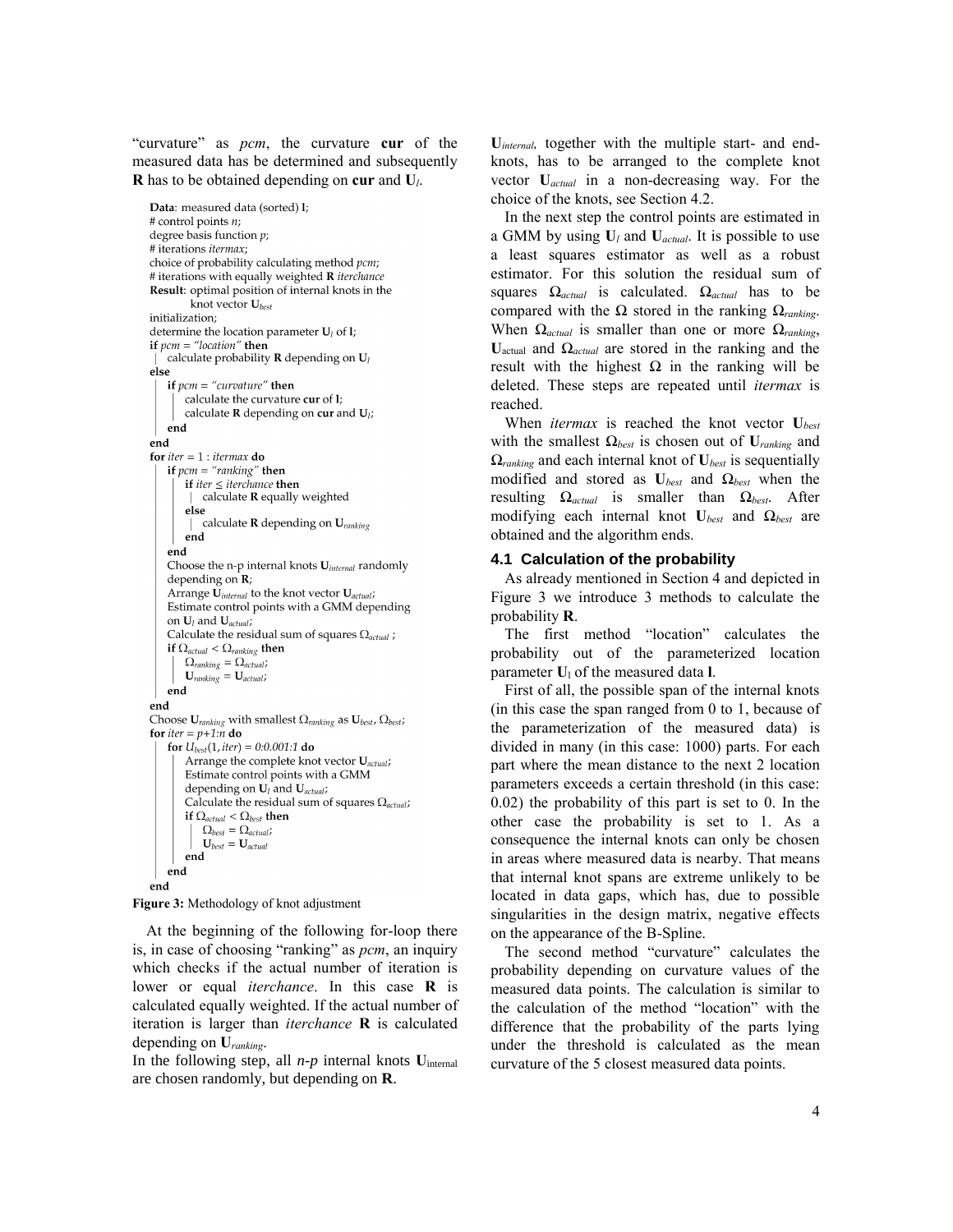"curvature" as *pcm*, the curvature **cur** of the measured data has be determined and subsequently **R** has to be obtained depending on **cur** and $\mathbf{U}_l$.

```
Data: measured data (sorted) l;
# control points n;
degree basis function p;
# iterations itermax;
choice of probability calculating method pcm;
# iterations with equally weighted R iterchance
Result: optimal position of internal knots in the
        knot vector U_best
initialization;
determine the location parameter U_l of l;
if pcm = "location" then
 | calculate probability R depending on U_l
else
 | if pcm = "curvature" then
 | | calculate the curvature cur of l;
 | | calculate R depending on cur and U_l;
 | end
end
for iter = 1 : itermax do
 | if pcm = "ranking" then
 | | if iter ≤ iterchance then
 | | | calculate R equally weighted
 | | else
 | | | calculate R depending on U_ranking
 | | end
 | end
 | Choose the n-p internal knots U_internal randomly
 | depending on R;
 | Arrange U_internal to the knot vector U_actual;
 | Estimate control points with a GMM depending
 | on U_l and U_actual;
 | Calculate the residual sum of squares Ω_actual ;
 | if Ω_actual < Ω_ranking then
 | | Ω_ranking = Ω_actual;
 | | U_ranking = U_actual;
 | end
end
Choose U_ranking with smallest Ω_ranking as U_best, Ω_best;
for iter = p+1:n do
 | for U_best(1, iter) = 0:0.001:1 do
 | | Arrange the complete knot vector U_actual;
 | | Estimate control points with a GMM
 | | depending on U_l and U_actual;
 | | Calculate the residual sum of squares Ω_actual;
 | | if Ω_actual < Ω_best then
 | | | Ω_best = Ω_actual;
 | | | U_best = U_actual
 | | end
 | end
end
```

**Figure 3:** Methodology of knot adjustment

At the beginning of the following for-loop there is, in case of choosing "ranking" as *pcm*, an inquiry which checks if the actual number of iteration is lower or equal *iterchance*. In this case **R** is calculated equally weighted. If the actual number of iteration is larger than *iterchance* **R** is calculated depending on $\mathbf{U}_{ranking}$.

In the following step, all *n-p* internal knots $\mathbf{U}_{\text{internal}}$ are chosen randomly, but depending on **R**.

$\mathbf{U}_{internal}$, together with the multiple start- and end-knots, has to be arranged to the complete knot vector $\mathbf{U}_{actual}$ in a non-decreasing way. For the choice of the knots, see Section 4.2.

In the next step the control points are estimated in a GMM by using $\mathbf{U}_l$ and $\mathbf{U}_{actual}$. It is possible to use a least squares estimator as well as a robust estimator. For this solution the residual sum of squares $\mathbf{\Omega}_{actual}$ is calculated. $\mathbf{\Omega}_{actual}$ has to be compared with the $\mathbf{\Omega}$ stored in the ranking $\mathbf{\Omega}_{ranking}$. When $\mathbf{\Omega}_{actual}$ is smaller than one or more $\mathbf{\Omega}_{ranking}$, $\mathbf{U}_{\text{actual}}$ and $\mathbf{\Omega}_{actual}$ are stored in the ranking and the result with the highest $\mathbf{\Omega}$ in the ranking will be deleted. These steps are repeated until *itermax* is reached.

When *itermax* is reached the knot vector $\mathbf{U}_{best}$ with the smallest $\mathbf{\Omega}_{best}$ is chosen out of $\mathbf{U}_{ranking}$ and $\mathbf{\Omega}_{ranking}$ and each internal knot of $\mathbf{U}_{best}$ is sequentially modified and stored as $\mathbf{U}_{best}$ and $\mathbf{\Omega}_{best}$ when the resulting $\mathbf{\Omega}_{actual}$ is smaller than $\mathbf{\Omega}_{best}$. After modifying each internal knot $\mathbf{U}_{best}$ and $\mathbf{\Omega}_{best}$ are obtained and the algorithm ends.

### 4.1 Calculation of the probability

As already mentioned in Section 4 and depicted in Figure 3 we introduce 3 methods to calculate the probability **R**.

The first method "location" calculates the probability out of the parameterized location parameter $\mathbf{U}_{\text{l}}$ of the measured data **l**.

First of all, the possible span of the internal knots (in this case the span ranged from 0 to 1, because of the parameterization of the measured data) is divided in many (in this case: 1000) parts. For each part where the mean distance to the next 2 location parameters exceeds a certain threshold (in this case: 0.02) the probability of this part is set to 0. In the other case the probability is set to 1. As a consequence the internal knots can only be chosen in areas where measured data is nearby. That means that internal knot spans are extreme unlikely to be located in data gaps, which has, due to possible singularities in the design matrix, negative effects on the appearance of the B-Spline.

The second method "curvature" calculates the probability depending on curvature values of the measured data points. The calculation is similar to the calculation of the method "location" with the difference that the probability of the parts lying under the threshold is calculated as the mean curvature of the 5 closest measured data points.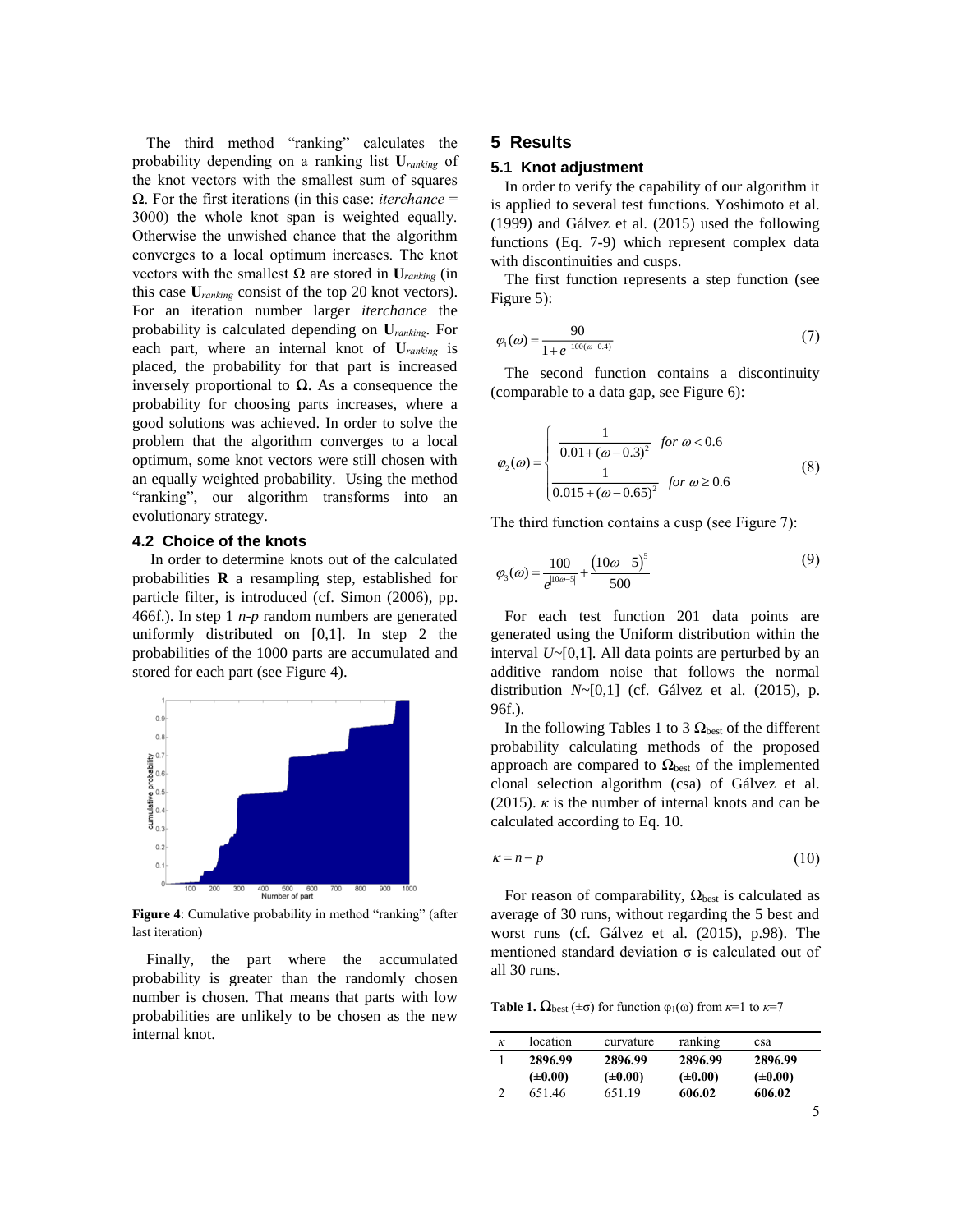The third method "ranking" calculates the probability depending on a ranking list $\mathbf{U}_{ranking}$ of the knot vectors with the smallest sum of squares $\mathbf{\Omega}$. For the first iterations (in this case: *iterchance* = 3000) the whole knot span is weighted equally. Otherwise the unwished chance that the algorithm converges to a local optimum increases. The knot vectors with the smallest $\mathbf{\Omega}$ are stored in $\mathbf{U}_{ranking}$ (in this case $\mathbf{U}_{ranking}$ consist of the top 20 knot vectors). For an iteration number larger *iterchance* the probability is calculated depending on $\mathbf{U}_{ranking}$. For each part, where an internal knot of $\mathbf{U}_{ranking}$ is placed, the probability for that part is increased inversely proportional to $\mathbf{\Omega}$. As a consequence the probability for choosing parts increases, where a good solutions was achieved. In order to solve the problem that the algorithm converges to a local optimum, some knot vectors were still chosen with an equally weighted probability. Using the method "ranking", our algorithm transforms into an evolutionary strategy.

## 4.2 Choice of the knots

In order to determine knots out of the calculated probabilities $\mathbf{R}$ a resampling step, established for particle filter, is introduced (cf. Simon (2006), pp. 466f.). In step 1 *n-p* random numbers are generated uniformly distributed on [0,1]. In step 2 the probabilities of the 1000 parts are accumulated and stored for each part (see Figure 4).

**Figure 4**: Cumulative probability in method "ranking" (after last iteration)

Finally, the part where the accumulated probability is greater than the randomly chosen number is chosen. That means that parts with low probabilities are unlikely to be chosen as the new internal knot.

# 5 Results

## 5.1 Knot adjustment

In order to verify the capability of our algorithm it is applied to several test functions. Yoshimoto et al. (1999) and Gálvez et al. (2015) used the following functions (Eq. 7-9) which represent complex data with discontinuities and cusps.

The first function represents a step function (see Figure 5):

$$\varphi_1(\omega) = \frac{90}{1 + e^{-100(\omega - 0.4)}} \tag{7}$$

The second function contains a discontinuity (comparable to a data gap, see Figure 6):

$$\varphi_2(\omega) = \begin{cases} \dfrac{1}{0.01 + (\omega - 0.3)^2} & \text{for } \omega < 0.6 \\ \dfrac{1}{0.015 + (\omega - 0.65)^2} & \text{for } \omega \geq 0.6 \end{cases} \tag{8}$$

The third function contains a cusp (see Figure 7):

$$\varphi_3(\omega) = \frac{100}{e^{|10\omega - 5|}} + \frac{(10\omega - 5)^5}{500} \tag{9}$$

For each test function 201 data points are generated using the Uniform distribution within the interval $U$~[0,1]. All data points are perturbed by an additive random noise that follows the normal distribution $N$~[0,1] (cf. Gálvez et al. (2015), p. 96f.).

In the following Tables 1 to 3 $\mathbf{\Omega}_{\text{best}}$ of the different probability calculating methods of the proposed approach are compared to $\mathbf{\Omega}_{\text{best}}$ of the implemented clonal selection algorithm (csa) of Gálvez et al. (2015). $\kappa$ is the number of internal knots and can be calculated according to Eq. 10.

$$\kappa = n - p \tag{10}$$

For reason of comparability, $\mathbf{\Omega}_{\text{best}}$ is calculated as average of 30 runs, without regarding the 5 best and worst runs (cf. Gálvez et al. (2015), p.98). The mentioned standard deviation σ is calculated out of all 30 runs.

**Table 1.** $\mathbf{\Omega}_{\text{best}}$ ($\pm\sigma$) for function $\varphi_1(\omega)$ from $\kappa$=1 to $\kappa$=7

| $\kappa$ | location | curvature | ranking | csa |
|---|---|---|---|---|
| 1 | **2896.99** | **2896.99** | **2896.99** | **2896.99** |
| | **(±0.00)** | **(±0.00)** | **(±0.00)** | **(±0.00)** |
| 2 | 651.46 | 651.19 | **606.02** | **606.02** |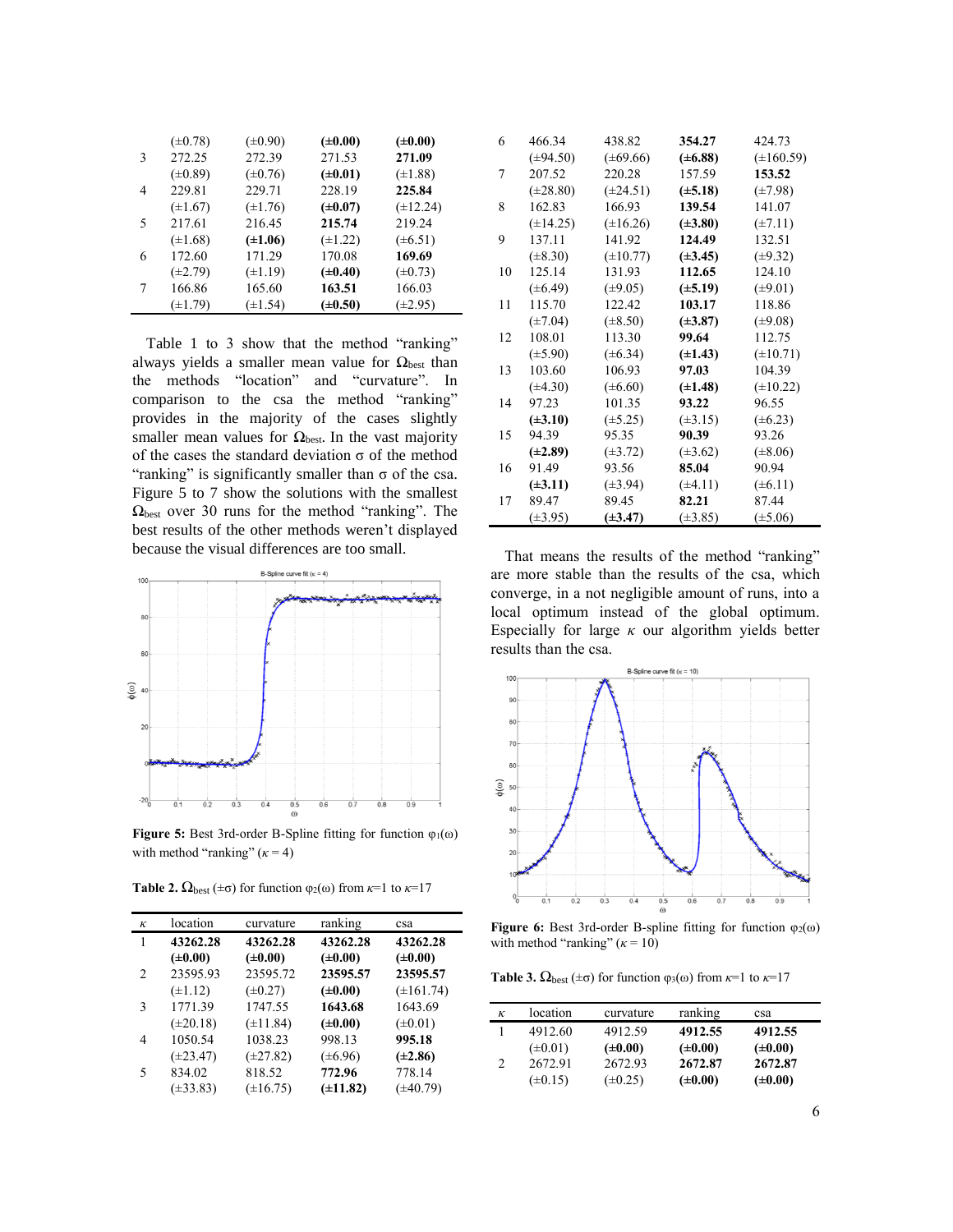| κ | location | curvature | ranking | csa |
|---|---|---|---|---|
| | (±0.78) | (±0.90) | **(±0.00)** | **(±0.00)** |
| 3 | 272.25 | 272.39 | 271.53 | **271.09** |
| | (±0.89) | (±0.76) | **(±0.01)** | (±1.88) |
| 4 | 229.81 | 229.71 | 228.19 | **225.84** |
| | (±1.67) | (±1.76) | **(±0.07)** | (±12.24) |
| 5 | 217.61 | 216.45 | **215.74** | 219.24 |
| | (±1.68) | **(±1.06)** | (±1.22) | (±6.51) |
| 6 | 172.60 | 171.29 | 170.08 | **169.69** |
| | (±2.79) | (±1.19) | **(±0.40)** | (±0.73) |
| 7 | 166.86 | 165.60 | **163.51** | 166.03 |
| | (±1.79) | (±1.54) | **(±0.50)** | (±2.95) |

Table 1 to 3 show that the method "ranking" always yields a smaller mean value for $\Omega_{best}$ than the methods "location" and "curvature". In comparison to the csa the method "ranking" provides in the majority of the cases slightly smaller mean values for $\Omega_{best}$. In the vast majority of the cases the standard deviation σ of the method "ranking" is significantly smaller than σ of the csa. Figure 5 to 7 show the solutions with the smallest $\Omega_{best}$ over 30 runs for the method "ranking". The best results of the other methods weren't displayed because the visual differences are too small.

**Figure 5:** Best 3rd-order B-Spline fitting for function $\varphi_1(\omega)$ with method "ranking" ($\kappa = 4$)

**Table 2.** $\Omega_{best}$ (±σ) for function $\varphi_2(\omega)$ from $\kappa$=1 to $\kappa$=17

| κ | location | curvature | ranking | csa |
|---|---|---|---|---|
| 1 | **43262.28** | **43262.28** | **43262.28** | **43262.28** |
| | **(±0.00)** | **(±0.00)** | **(±0.00)** | **(±0.00)** |
| 2 | 23595.93 | 23595.72 | **23595.57** | **23595.57** |
| | (±1.12) | (±0.27) | **(±0.00)** | (±161.74) |
| 3 | 1771.39 | 1747.55 | **1643.68** | 1643.69 |
| | (±20.18) | (±11.84) | **(±0.00)** | (±0.01) |
| 4 | 1050.54 | 1038.23 | 998.13 | **995.18** |
| | (±23.47) | (±27.82) | (±6.96) | **(±2.86)** |
| 5 | 834.02 | 818.52 | **772.96** | 778.14 |
| | (±33.83) | (±16.75) | **(±11.82)** | (±40.79) |
| 6 | 466.34 | 438.82 | **354.27** | 424.73 |
| | (±94.50) | (±69.66) | **(±6.88)** | (±160.59) |
| 7 | 207.52 | 220.28 | 157.59 | **153.52** |
| | (±28.80) | (±24.51) | **(±5.18)** | (±7.98) |
| 8 | 162.83 | 166.93 | **139.54** | 141.07 |
| | (±14.25) | (±16.26) | **(±3.80)** | (±7.11) |
| 9 | 137.11 | 141.92 | **124.49** | 132.51 |
| | (±8.30) | (±10.77) | **(±3.45)** | (±9.32) |
| 10 | 125.14 | 131.93 | **112.65** | 124.10 |
| | (±6.49) | (±9.05) | **(±5.19)** | (±9.01) |
| 11 | 115.70 | 122.42 | **103.17** | 118.86 |
| | (±7.04) | (±8.50) | **(±3.87)** | (±9.08) |
| 12 | 108.01 | 113.30 | **99.64** | 112.75 |
| | (±5.90) | (±6.34) | **(±1.43)** | (±10.71) |
| 13 | 103.60 | 106.93 | **97.03** | 104.39 |
| | (±4.30) | (±6.60) | **(±1.48)** | (±10.22) |
| 14 | 97.23 | 101.35 | **93.22** | 96.55 |
| | **(±3.10)** | (±5.25) | (±3.15) | (±6.23) |
| 15 | 94.39 | 95.35 | **90.39** | 93.26 |
| | **(±2.89)** | (±3.72) | (±3.62) | (±8.06) |
| 16 | 91.49 | 93.56 | **85.04** | 90.94 |
| | **(±3.11)** | (±3.94) | (±4.11) | (±6.11) |
| 17 | 89.47 | 89.45 | **82.21** | 87.44 |
| | (±3.95) | **(±3.47)** | (±3.85) | (±5.06) |

That means the results of the method "ranking" are more stable than the results of the csa, which converge, in a not negligible amount of runs, into a local optimum instead of the global optimum. Especially for large $\kappa$ our algorithm yields better results than the csa.

**Figure 6:** Best 3rd-order B-spline fitting for function $\varphi_2(\omega)$ with method "ranking" ($\kappa = 10$)

**Table 3.** $\Omega_{best}$ (±σ) for function $\varphi_3(\omega)$ from $\kappa$=1 to $\kappa$=17

| κ | location | curvature | ranking | csa |
|---|---|---|---|---|
| 1 | 4912.60 | 4912.59 | **4912.55** | **4912.55** |
| | (±0.01) | **(±0.00)** | **(±0.00)** | **(±0.00)** |
| 2 | 2672.91 | 2672.93 | **2672.87** | **2672.87** |
| | (±0.15) | (±0.25) | **(±0.00)** | **(±0.00)** |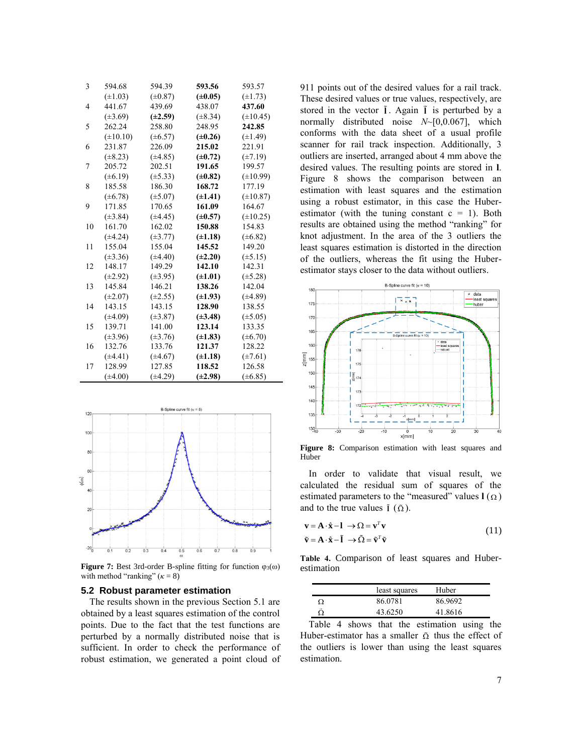| 3 | 594.68 | 594.39 | **593.56** | 593.57 |
|---|---|---|---|---|
| | (±1.03) | (±0.87) | **(±0.05)** | (±1.73) |
| 4 | 441.67 | 439.69 | 438.07 | **437.60** |
| | (±3.69) | **(±2.59)** | (±8.34) | (±10.45) |
| 5 | 262.24 | 258.80 | 248.95 | **242.85** |
| | (±10.10) | (±6.57) | **(±0.26)** | (±1.49) |
| 6 | 231.87 | 226.09 | **215.02** | 221.91 |
| | (±8.23) | (±4.85) | **(±0.72)** | (±7.19) |
| 7 | 205.72 | 202.51 | **191.65** | 199.57 |
| | (±6.19) | (±5.33) | **(±0.82)** | (±10.99) |
| 8 | 185.58 | 186.30 | **168.72** | 177.19 |
| | (±6.78) | (±5.07) | **(±1.41)** | (±10.87) |
| 9 | 171.85 | 170.65 | **161.09** | 164.67 |
| | (±3.84) | (±4.45) | **(±0.57)** | (±10.25) |
| 10 | 161.70 | 162.02 | **150.88** | 154.83 |
| | (±4.24) | (±3.77) | **(±1.18)** | (±6.82) |
| 11 | 155.04 | 155.04 | **145.52** | 149.20 |
| | (±3.36) | (±4.40) | **(±2.20)** | (±5.15) |
| 12 | 148.17 | 149.29 | **142.10** | 142.31 |
| | (±2.92) | (±3.95) | **(±1.01)** | (±5.28) |
| 13 | 145.84 | 146.21 | **138.26** | 142.04 |
| | (±2.07) | (±2.55) | **(±1.93)** | (±4.89) |
| 14 | 143.15 | 143.15 | **128.90** | 138.55 |
| | (±4.09) | (±3.87) | **(±3.48)** | (±5.05) |
| 15 | 139.71 | 141.00 | **123.14** | 133.35 |
| | (±3.96) | (±3.76) | **(±1.83)** | (±6.70) |
| 16 | 132.76 | 133.76 | **121.37** | 128.22 |
| | (±4.41) | (±4.67) | **(±1.18)** | (±7.61) |
| 17 | 128.99 | 127.85 | **118.52** | 126.58 |
| | (±4.00) | (±4.29) | **(±2.98)** | (±6.85) |

**Figure 7:** Best 3rd-order B-spline fitting for function $\varphi_3(\omega)$ with method "ranking" ($\kappa = 8$)

### 5.2 Robust parameter estimation

The results shown in the previous Section 5.1 are obtained by a least squares estimation of the control points. Due to the fact that the test functions are perturbed by a normally distributed noise that is sufficient. In order to check the performance of robust estimation, we generated a point cloud of 911 points out of the desired values for a rail track. These desired values or true values, respectively, are stored in the vector $\tilde{\mathbf{l}}$. Again $\tilde{\mathbf{l}}$ is perturbed by a normally distributed noise $N$~[0,0.067], which conforms with the data sheet of a usual profile scanner for rail track inspection. Additionally, 3 outliers are inserted, arranged about 4 mm above the desired values. The resulting points are stored in $\mathbf{l}$. Figure 8 shows the comparison between an estimation with least squares and the estimation using a robust estimator, in this case the Huber-estimator (with the tuning constant c = 1). Both results are obtained using the method "ranking" for knot adjustment. In the area of the 3 outliers the least squares estimation is distorted in the direction of the outliers, whereas the fit using the Huber-estimator stays closer to the data without outliers.

**Figure 8:** Comparison estimation with least squares and Huber

In order to validate that visual result, we calculated the residual sum of squares of the estimated parameters to the "measured" values $\mathbf{l}$ ($\Omega$) and to the true values $\tilde{\mathbf{l}}$ ($\tilde{\Omega}$).

$$\begin{aligned} \mathbf{v} &= \mathbf{A}\cdot\hat{\mathbf{x}} - \mathbf{l} \;\; \rightarrow \Omega = \mathbf{v}^T\mathbf{v} \\ \tilde{\mathbf{v}} &= \mathbf{A}\cdot\hat{\mathbf{x}} - \tilde{\mathbf{l}} \;\; \rightarrow \tilde{\Omega} = \tilde{\mathbf{v}}^T\tilde{\mathbf{v}} \end{aligned} \tag{11}$$

**Table 4.** Comparison of least squares and Huber-estimation

| | least squares | Huber |
|---|---|---|
| $\Omega$ | 86.0781 | 86.9692 |
| $\tilde{\Omega}$ | 43.6250 | 41.8616 |

Table 4 shows that the estimation using the Huber-estimator has a smaller $\tilde{\Omega}$ thus the effect of the outliers is lower than using the least squares estimation.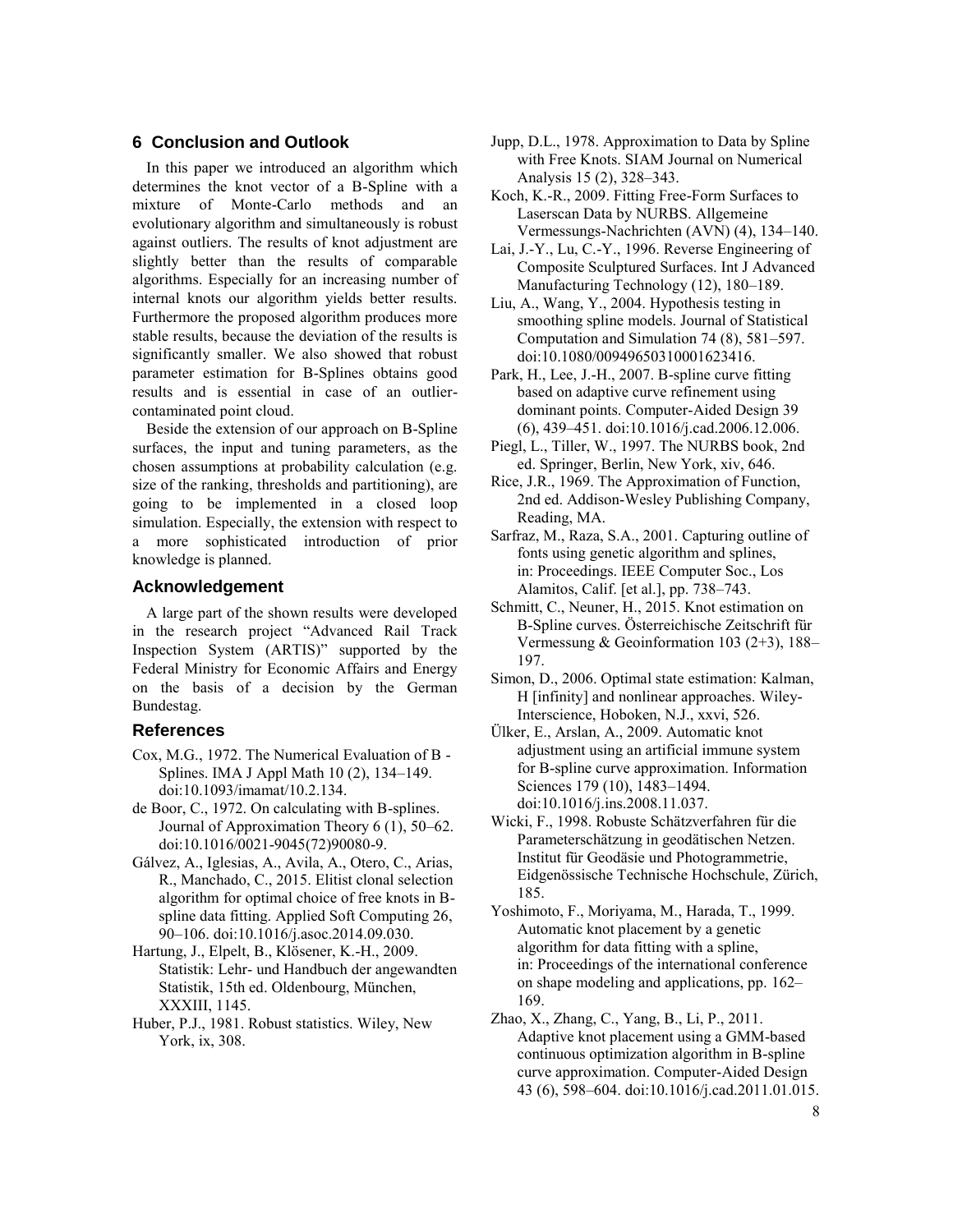## 6 Conclusion and Outlook

In this paper we introduced an algorithm which determines the knot vector of a B-Spline with a mixture of Monte-Carlo methods and an evolutionary algorithm and simultaneously is robust against outliers. The results of knot adjustment are slightly better than the results of comparable algorithms. Especially for an increasing number of internal knots our algorithm yields better results. Furthermore the proposed algorithm produces more stable results, because the deviation of the results is significantly smaller. We also showed that robust parameter estimation for B-Splines obtains good results and is essential in case of an outlier-contaminated point cloud.

Beside the extension of our approach on B-Spline surfaces, the input and tuning parameters, as the chosen assumptions at probability calculation (e.g. size of the ranking, thresholds and partitioning), are going to be implemented in a closed loop simulation. Especially, the extension with respect to a more sophisticated introduction of prior knowledge is planned.

### Acknowledgement

A large part of the shown results were developed in the research project "Advanced Rail Track Inspection System (ARTIS)" supported by the Federal Ministry for Economic Affairs and Energy on the basis of a decision by the German Bundestag.

### References

Cox, M.G., 1972. The Numerical Evaluation of B - Splines. IMA J Appl Math 10 (2), 134–149. doi:10.1093/imamat/10.2.134.

de Boor, C., 1972. On calculating with B-splines. Journal of Approximation Theory 6 (1), 50–62. doi:10.1016/0021-9045(72)90080-9.

Gálvez, A., Iglesias, A., Avila, A., Otero, C., Arias, R., Manchado, C., 2015. Elitist clonal selection algorithm for optimal choice of free knots in B-spline data fitting. Applied Soft Computing 26, 90–106. doi:10.1016/j.asoc.2014.09.030.

Hartung, J., Elpelt, B., Klösener, K.-H., 2009. Statistik: Lehr- und Handbuch der angewandten Statistik, 15th ed. Oldenbourg, München, XXXIII, 1145.

Huber, P.J., 1981. Robust statistics. Wiley, New York, ix, 308.

Jupp, D.L., 1978. Approximation to Data by Spline with Free Knots. SIAM Journal on Numerical Analysis 15 (2), 328–343.

Koch, K.-R., 2009. Fitting Free-Form Surfaces to Laserscan Data by NURBS. Allgemeine Vermessungs-Nachrichten (AVN) (4), 134–140.

Lai, J.-Y., Lu, C.-Y., 1996. Reverse Engineering of Composite Sculptured Surfaces. Int J Advanced Manufacturing Technology (12), 180–189.

Liu, A., Wang, Y., 2004. Hypothesis testing in smoothing spline models. Journal of Statistical Computation and Simulation 74 (8), 581–597. doi:10.1080/00949650310001623416.

Park, H., Lee, J.-H., 2007. B-spline curve fitting based on adaptive curve refinement using dominant points. Computer-Aided Design 39 (6), 439–451. doi:10.1016/j.cad.2006.12.006.

Piegl, L., Tiller, W., 1997. The NURBS book, 2nd ed. Springer, Berlin, New York, xiv, 646.

Rice, J.R., 1969. The Approximation of Function, 2nd ed. Addison-Wesley Publishing Company, Reading, MA.

Sarfraz, M., Raza, S.A., 2001. Capturing outline of fonts using genetic algorithm and splines, in: Proceedings. IEEE Computer Soc., Los Alamitos, Calif. [et al.], pp. 738–743.

Schmitt, C., Neuner, H., 2015. Knot estimation on B-Spline curves. Österreichische Zeitschrift für Vermessung & Geoinformation 103 (2+3), 188–197.

Simon, D., 2006. Optimal state estimation: Kalman, H [infinity] and nonlinear approaches. Wiley-Interscience, Hoboken, N.J., xxvi, 526.

Ülker, E., Arslan, A., 2009. Automatic knot adjustment using an artificial immune system for B-spline curve approximation. Information Sciences 179 (10), 1483–1494. doi:10.1016/j.ins.2008.11.037.

Wicki, F., 1998. Robuste Schätzverfahren für die Parameterschätzung in geodätischen Netzen. Institut für Geodäsie und Photogrammetrie, Eidgenössische Technische Hochschule, Zürich, 185.

Yoshimoto, F., Moriyama, M., Harada, T., 1999. Automatic knot placement by a genetic algorithm for data fitting with a spline, in: Proceedings of the international conference on shape modeling and applications, pp. 162–169.

Zhao, X., Zhang, C., Yang, B., Li, P., 2011. Adaptive knot placement using a GMM-based continuous optimization algorithm in B-spline curve approximation. Computer-Aided Design 43 (6), 598–604. doi:10.1016/j.cad.2011.01.015.